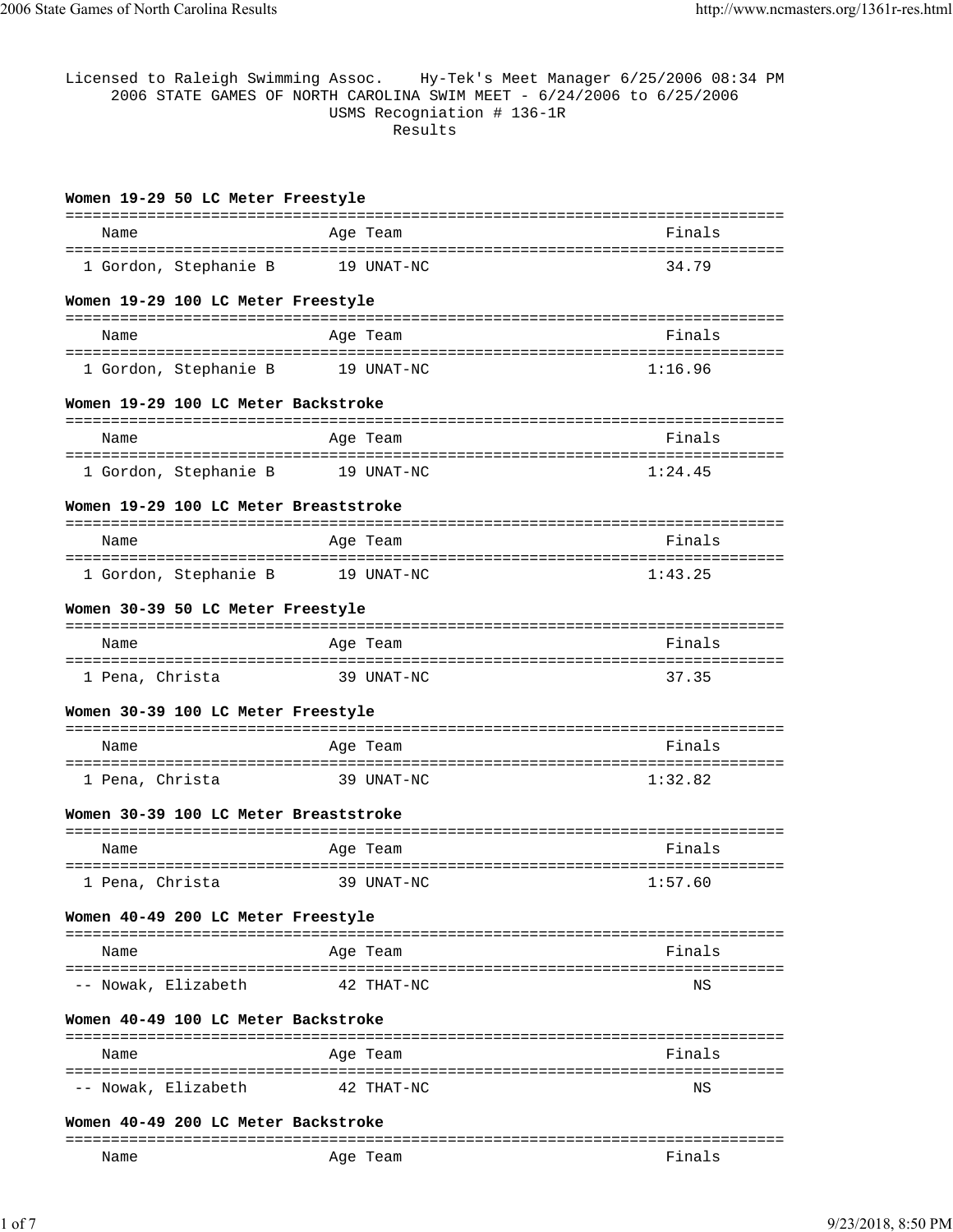Licensed to Raleigh Swimming Assoc. Hy-Tek's Meet Manager 6/25/2006 08:34 PM

2006 STATE GAMES OF NORTH CAROLINA SWIM MEET - 6/24/2006 to 6/25/2006

USMS Recogniation # 136-1R

Results

### Women 19-29 50 LC Meter Freestyle

| | Name | Age | Team | Finals |
|---|---|---|---|---|
| 1 | Gordon, Stephanie B | 19 | UNAT-NC | 34.79 |

### Women 19-29 100 LC Meter Freestyle

| | Name | Age | Team | Finals |
|---|---|---|---|---|
| 1 | Gordon, Stephanie B | 19 | UNAT-NC | 1:16.96 |

### Women 19-29 100 LC Meter Backstroke

| | Name | Age | Team | Finals |
|---|---|---|---|---|
| 1 | Gordon, Stephanie B | 19 | UNAT-NC | 1:24.45 |

### Women 19-29 100 LC Meter Breaststroke

| | Name | Age | Team | Finals |
|---|---|---|---|---|
| 1 | Gordon, Stephanie B | 19 | UNAT-NC | 1:43.25 |

### Women 30-39 50 LC Meter Freestyle

| | Name | Age | Team | Finals |
|---|---|---|---|---|
| 1 | Pena, Christa | 39 | UNAT-NC | 37.35 |

### Women 30-39 100 LC Meter Freestyle

| | Name | Age | Team | Finals |
|---|---|---|---|---|
| 1 | Pena, Christa | 39 | UNAT-NC | 1:32.82 |

### Women 30-39 100 LC Meter Breaststroke

| | Name | Age | Team | Finals |
|---|---|---|---|---|
| 1 | Pena, Christa | 39 | UNAT-NC | 1:57.60 |

### Women 40-49 200 LC Meter Freestyle

| | Name | Age | Team | Finals |
|---|---|---|---|---|
| -- | Nowak, Elizabeth | 42 | THAT-NC | NS |

### Women 40-49 100 LC Meter Backstroke

| | Name | Age | Team | Finals |
|---|---|---|---|---|
| -- | Nowak, Elizabeth | 42 | THAT-NC | NS |

### Women 40-49 200 LC Meter Backstroke

| | Name | Age | Team | Finals |
|---|---|---|---|---|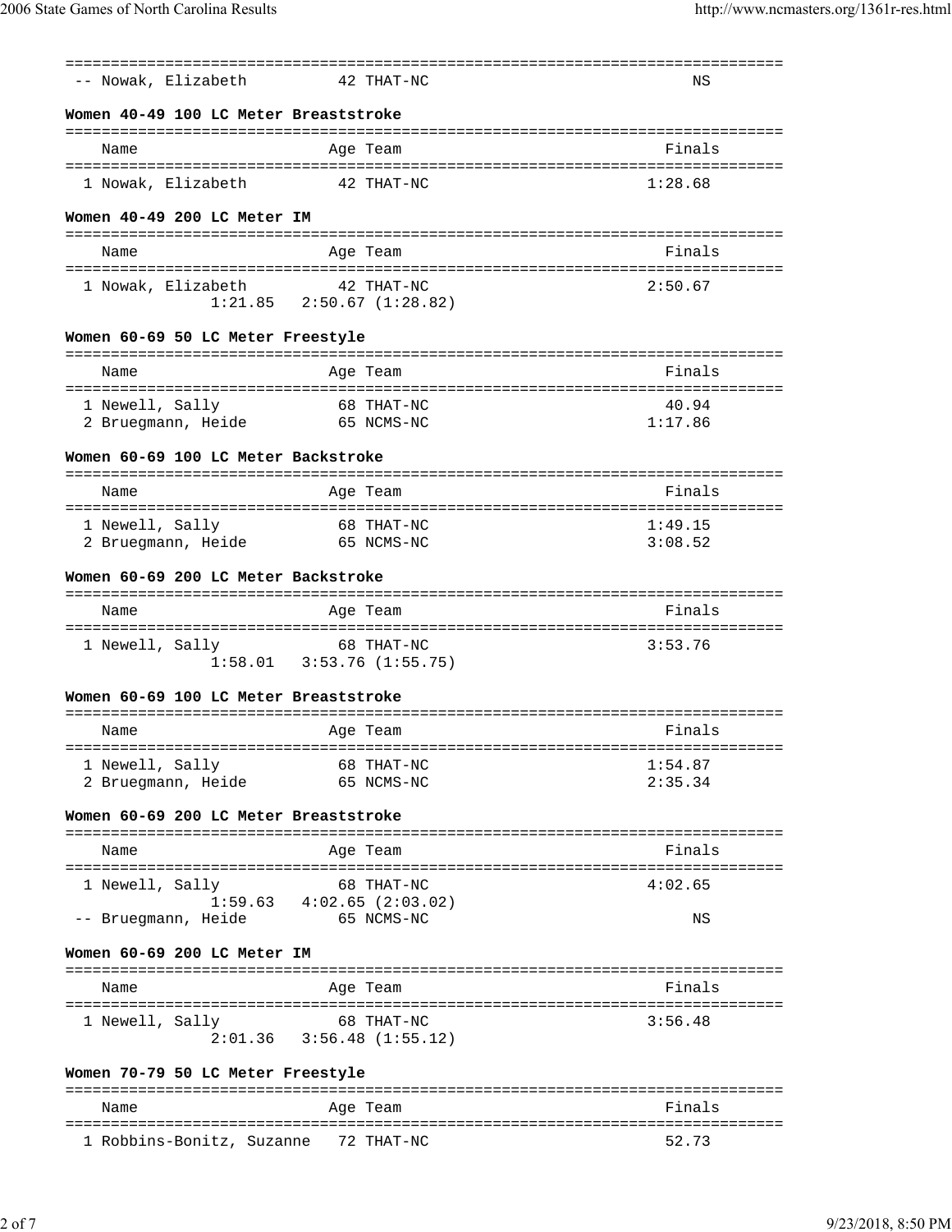| Name | Age | Team | Finals |
|---|---|---|---|
| -- Nowak, Elizabeth | 42 | THAT-NC | NS |

### Women 40-49 100 LC Meter Breaststroke

| Name | Age | Team | Finals |
|---|---|---|---|
| 1 Nowak, Elizabeth | 42 | THAT-NC | 1:28.68 |

### Women 40-49 200 LC Meter IM

| Name | Age | Team | Finals |
|---|---|---|---|
| 1 Nowak, Elizabeth | 42 | THAT-NC | 2:50.67 |
| 1:21.85 2:50.67 (1:28.82) | | | |

### Women 60-69 50 LC Meter Freestyle

| Name | Age | Team | Finals |
|---|---|---|---|
| 1 Newell, Sally | 68 | THAT-NC | 40.94 |
| 2 Bruegmann, Heide | 65 | NCMS-NC | 1:17.86 |

### Women 60-69 100 LC Meter Backstroke

| Name | Age | Team | Finals |
|---|---|---|---|
| 1 Newell, Sally | 68 | THAT-NC | 1:49.15 |
| 2 Bruegmann, Heide | 65 | NCMS-NC | 3:08.52 |

### Women 60-69 200 LC Meter Backstroke

| Name | Age | Team | Finals |
|---|---|---|---|
| 1 Newell, Sally | 68 | THAT-NC | 3:53.76 |
| 1:58.01 3:53.76 (1:55.75) | | | |

### Women 60-69 100 LC Meter Breaststroke

| Name | Age | Team | Finals |
|---|---|---|---|
| 1 Newell, Sally | 68 | THAT-NC | 1:54.87 |
| 2 Bruegmann, Heide | 65 | NCMS-NC | 2:35.34 |

### Women 60-69 200 LC Meter Breaststroke

| Name | Age | Team | Finals |
|---|---|---|---|
| 1 Newell, Sally | 68 | THAT-NC | 4:02.65 |
| 1:59.63 4:02.65 (2:03.02) | | | |
| -- Bruegmann, Heide | 65 | NCMS-NC | NS |

### Women 60-69 200 LC Meter IM

| Name | Age | Team | Finals |
|---|---|---|---|
| 1 Newell, Sally | 68 | THAT-NC | 3:56.48 |
| 2:01.36 3:56.48 (1:55.12) | | | |

### Women 70-79 50 LC Meter Freestyle

| Name | Age | Team | Finals |
|---|---|---|---|
| 1 Robbins-Bonitz, Suzanne | 72 | THAT-NC | 52.73 |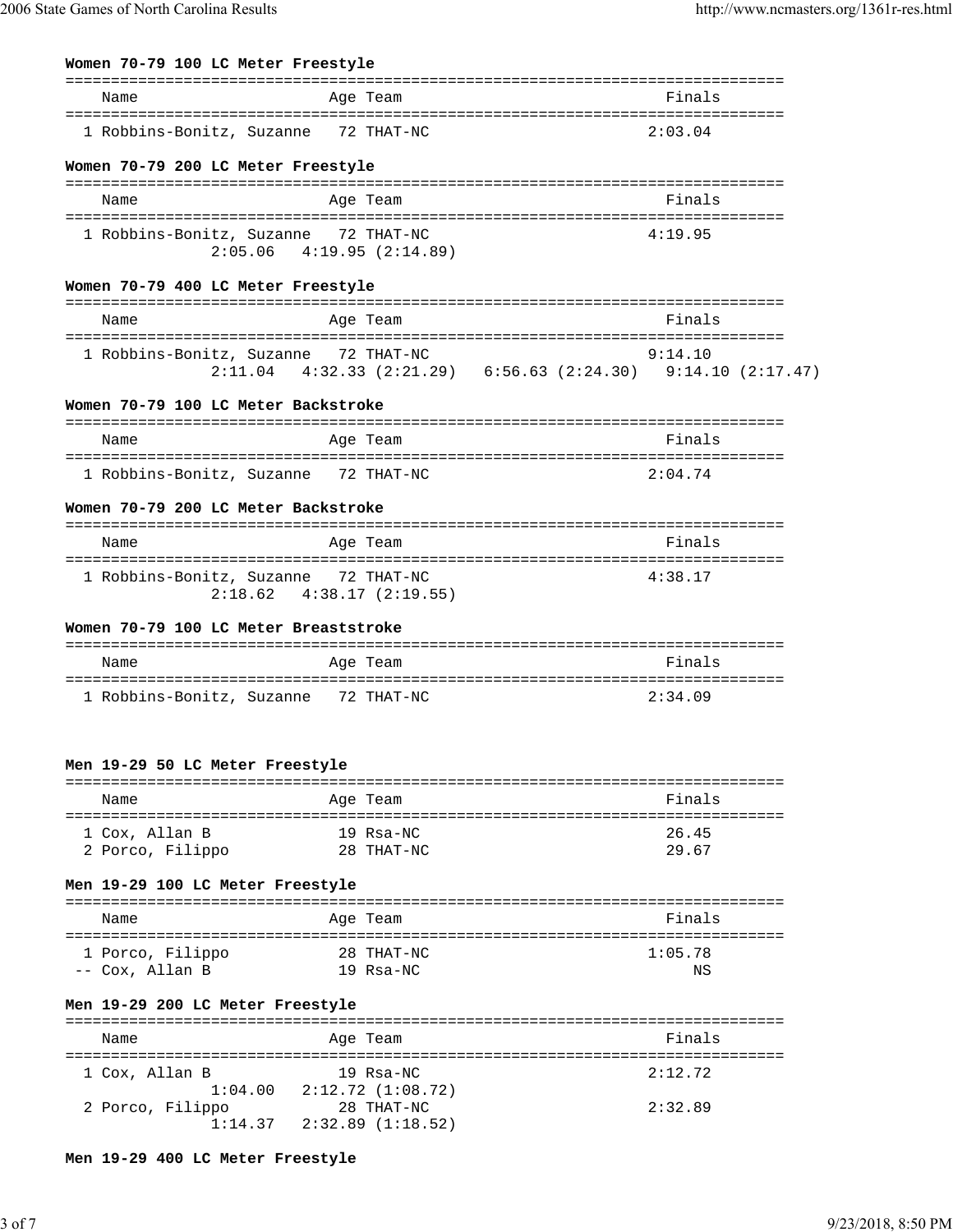**Women 70-79 100 LC Meter Freestyle**

| Name | Age | Team | Finals |
|---|---|---|---|
| 1 Robbins-Bonitz, Suzanne | 72 | THAT-NC | 2:03.04 |

**Women 70-79 200 LC Meter Freestyle**

| Name | Age | Team | Finals |
|---|---|---|---|
| 1 Robbins-Bonitz, Suzanne | 72 | THAT-NC | 4:19.95 |
| 2:05.06 4:19.95 (2:14.89) | | | |

**Women 70-79 400 LC Meter Freestyle**

| Name | Age | Team | Finals |
|---|---|---|---|
| 1 Robbins-Bonitz, Suzanne | 72 | THAT-NC | 9:14.10 |
| 2:11.04 4:32.33 (2:21.29) 6:56.63 (2:24.30) 9:14.10 (2:17.47) | | | |

**Women 70-79 100 LC Meter Backstroke**

| Name | Age | Team | Finals |
|---|---|---|---|
| 1 Robbins-Bonitz, Suzanne | 72 | THAT-NC | 2:04.74 |

**Women 70-79 200 LC Meter Backstroke**

| Name | Age | Team | Finals |
|---|---|---|---|
| 1 Robbins-Bonitz, Suzanne | 72 | THAT-NC | 4:38.17 |
| 2:18.62 4:38.17 (2:19.55) | | | |

**Women 70-79 100 LC Meter Breaststroke**

| Name | Age | Team | Finals |
|---|---|---|---|
| 1 Robbins-Bonitz, Suzanne | 72 | THAT-NC | 2:34.09 |

**Men 19-29 50 LC Meter Freestyle**

| Name | Age | Team | Finals |
|---|---|---|---|
| 1 Cox, Allan B | 19 | Rsa-NC | 26.45 |
| 2 Porco, Filippo | 28 | THAT-NC | 29.67 |

**Men 19-29 100 LC Meter Freestyle**

| Name | Age | Team | Finals |
|---|---|---|---|
| 1 Porco, Filippo | 28 | THAT-NC | 1:05.78 |
| -- Cox, Allan B | 19 | Rsa-NC | NS |

**Men 19-29 200 LC Meter Freestyle**

| Name | Age | Team | Finals |
|---|---|---|---|
| 1 Cox, Allan B | 19 | Rsa-NC | 2:12.72 |
| 1:04.00 2:12.72 (1:08.72) | | | |
| 2 Porco, Filippo | 28 | THAT-NC | 2:32.89 |
| 1:14.37 2:32.89 (1:18.52) | | | |

**Men 19-29 400 LC Meter Freestyle**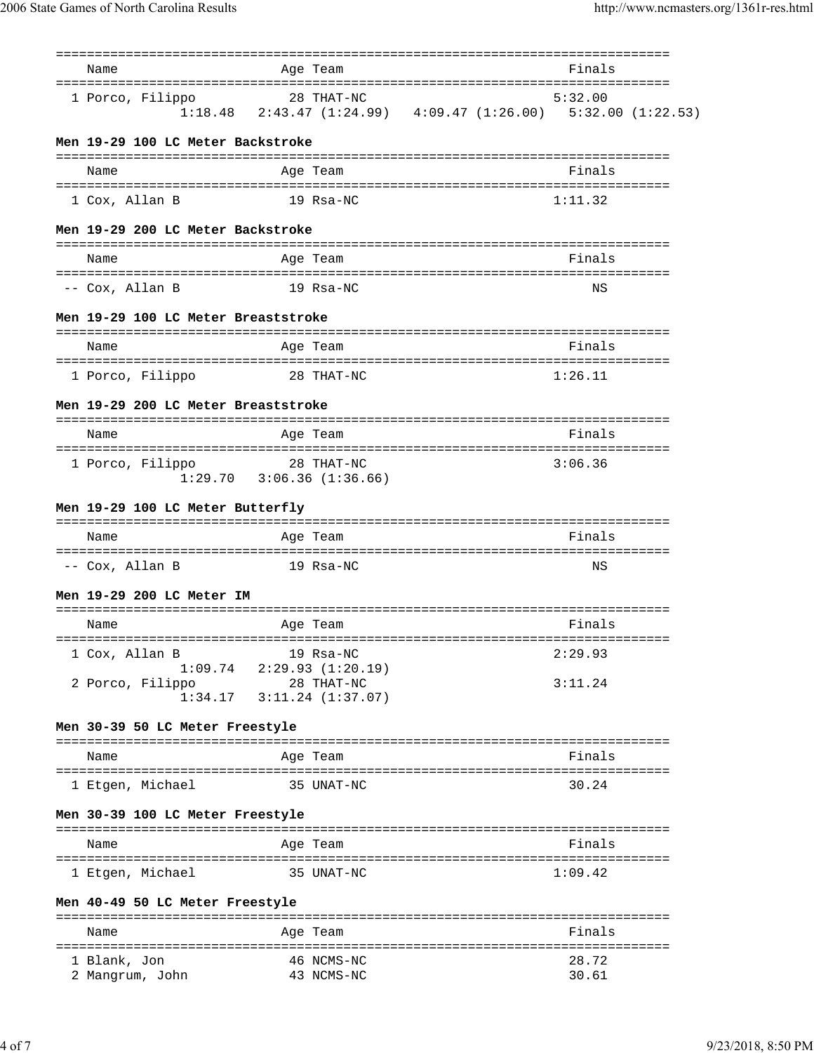| Name | Age | Team | Finals |
|---|---|---|---|
| 1 Porco, Filippo | 28 | THAT-NC | 5:32.00 |
| 1:18.48   2:43.47 (1:24.99)   4:09.47 (1:26.00)   5:32.00 (1:22.53) | | | |

### Men 19-29 100 LC Meter Backstroke

| Name | Age | Team | Finals |
|---|---|---|---|
| 1 Cox, Allan B | 19 | Rsa-NC | 1:11.32 |

### Men 19-29 200 LC Meter Backstroke

| Name | Age | Team | Finals |
|---|---|---|---|
| -- Cox, Allan B | 19 | Rsa-NC | NS |

### Men 19-29 100 LC Meter Breaststroke

| Name | Age | Team | Finals |
|---|---|---|---|
| 1 Porco, Filippo | 28 | THAT-NC | 1:26.11 |

### Men 19-29 200 LC Meter Breaststroke

| Name | Age | Team | Finals |
|---|---|---|---|
| 1 Porco, Filippo | 28 | THAT-NC | 3:06.36 |
| 1:29.70   3:06.36 (1:36.66) | | | |

### Men 19-29 100 LC Meter Butterfly

| Name | Age | Team | Finals |
|---|---|---|---|
| -- Cox, Allan B | 19 | Rsa-NC | NS |

### Men 19-29 200 LC Meter IM

| Name | Age | Team | Finals |
|---|---|---|---|
| 1 Cox, Allan B | 19 | Rsa-NC | 2:29.93 |
| 1:09.74   2:29.93 (1:20.19) | | | |
| 2 Porco, Filippo | 28 | THAT-NC | 3:11.24 |
| 1:34.17   3:11.24 (1:37.07) | | | |

### Men 30-39 50 LC Meter Freestyle

| Name | Age | Team | Finals |
|---|---|---|---|
| 1 Etgen, Michael | 35 | UNAT-NC | 30.24 |

### Men 30-39 100 LC Meter Freestyle

| Name | Age | Team | Finals |
|---|---|---|---|
| 1 Etgen, Michael | 35 | UNAT-NC | 1:09.42 |

### Men 40-49 50 LC Meter Freestyle

| Name | Age | Team | Finals |
|---|---|---|---|
| 1 Blank, Jon | 46 | NCMS-NC | 28.72 |
| 2 Mangrum, John | 43 | NCMS-NC | 30.61 |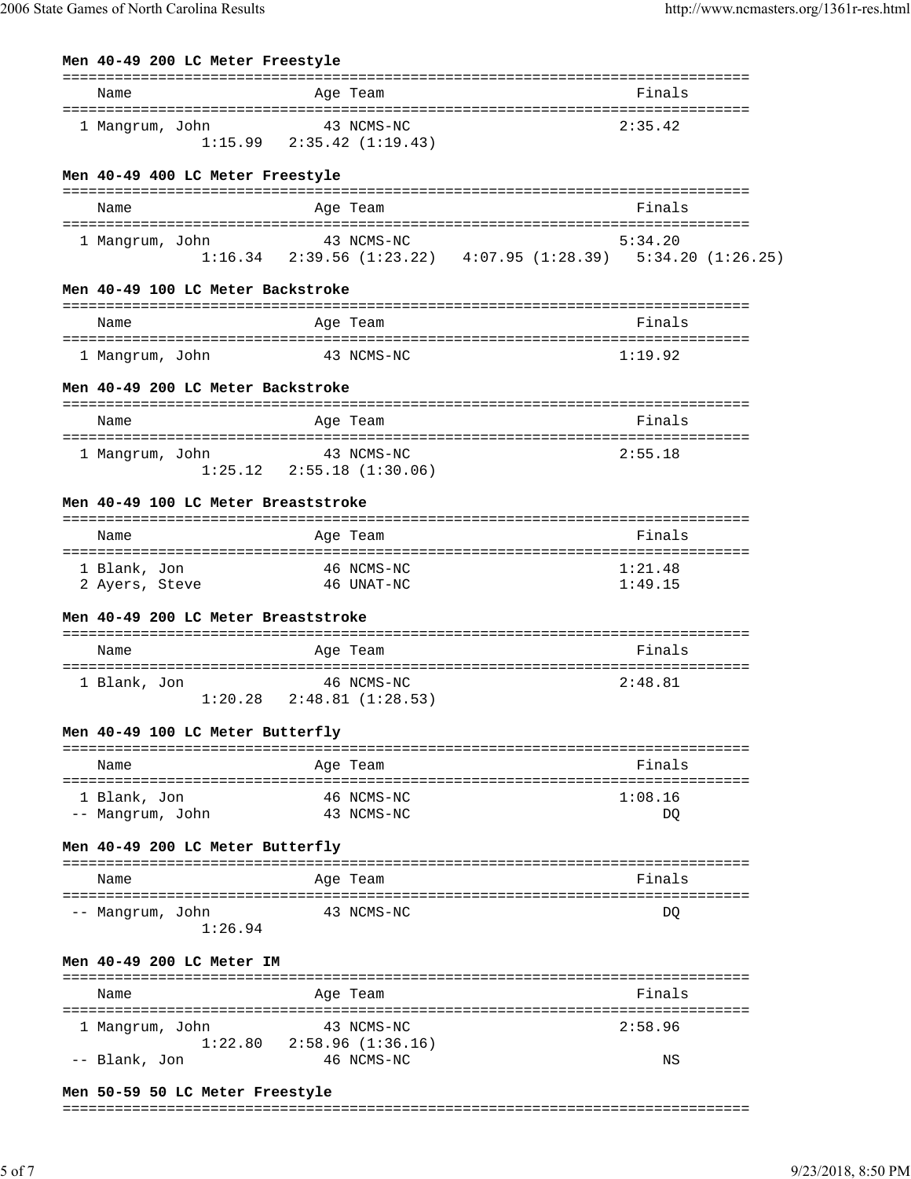### Men 40-49 200 LC Meter Freestyle

| | Name | Age | Team | Finals |
|---|---|---|---|---|
| 1 | Mangrum, John | 43 | NCMS-NC | 2:35.42 |
| | 1:15.99 | 2:35.42 (1:19.43) | | |

### Men 40-49 400 LC Meter Freestyle

| | Name | Age | Team | Finals |
|---|---|---|---|---|
| 1 | Mangrum, John | 43 | NCMS-NC | 5:34.20 |
| | 1:16.34 | 2:39.56 (1:23.22) | 4:07.95 (1:28.39) | 5:34.20 (1:26.25) |

### Men 40-49 100 LC Meter Backstroke

| | Name | Age | Team | Finals |
|---|---|---|---|---|
| 1 | Mangrum, John | 43 | NCMS-NC | 1:19.92 |

### Men 40-49 200 LC Meter Backstroke

| | Name | Age | Team | Finals |
|---|---|---|---|---|
| 1 | Mangrum, John | 43 | NCMS-NC | 2:55.18 |
| | 1:25.12 | 2:55.18 (1:30.06) | | |

### Men 40-49 100 LC Meter Breaststroke

| | Name | Age | Team | Finals |
|---|---|---|---|---|
| 1 | Blank, Jon | 46 | NCMS-NC | 1:21.48 |
| 2 | Ayers, Steve | 46 | UNAT-NC | 1:49.15 |

### Men 40-49 200 LC Meter Breaststroke

| | Name | Age | Team | Finals |
|---|---|---|---|---|
| 1 | Blank, Jon | 46 | NCMS-NC | 2:48.81 |
| | 1:20.28 | 2:48.81 (1:28.53) | | |

### Men 40-49 100 LC Meter Butterfly

| | Name | Age | Team | Finals |
|---|---|---|---|---|
| 1 | Blank, Jon | 46 | NCMS-NC | 1:08.16 |
| -- | Mangrum, John | 43 | NCMS-NC | DQ |

### Men 40-49 200 LC Meter Butterfly

| | Name | Age | Team | Finals |
|---|---|---|---|---|
| -- | Mangrum, John | 43 | NCMS-NC | DQ |
| | 1:26.94 | | | |

### Men 40-49 200 LC Meter IM

| | Name | Age | Team | Finals |
|---|---|---|---|---|
| 1 | Mangrum, John | 43 | NCMS-NC | 2:58.96 |
| | 1:22.80 | 2:58.96 (1:36.16) | | |
| -- | Blank, Jon | 46 | NCMS-NC | NS |

### Men 50-59 50 LC Meter Freestyle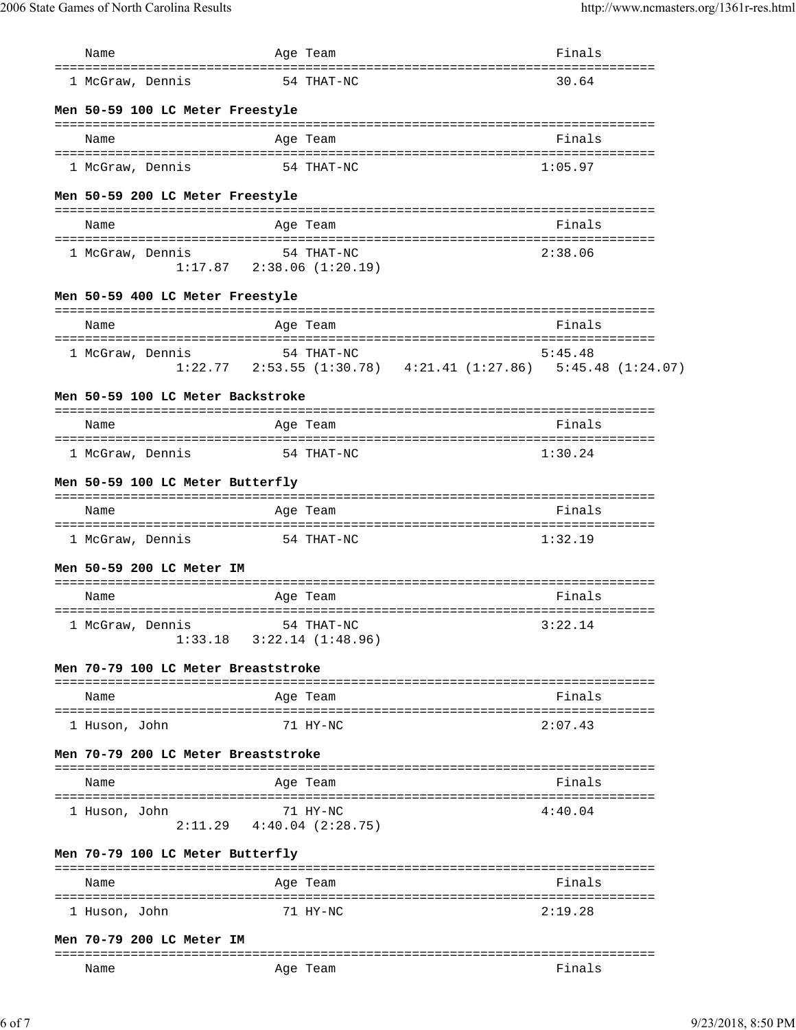| Name | Age | Team | Finals |
|---|---|---|---|
| 1 McGraw, Dennis | 54 | THAT-NC | 30.64 |

**Men 50-59 100 LC Meter Freestyle**

| Name | Age | Team | Finals |
|---|---|---|---|
| 1 McGraw, Dennis | 54 | THAT-NC | 1:05.97 |

**Men 50-59 200 LC Meter Freestyle**

| Name | Age | Team | Finals |
|---|---|---|---|
| 1 McGraw, Dennis | 54 | THAT-NC | 2:38.06 |
| 1:17.87   2:38.06 (1:20.19) | | | |

**Men 50-59 400 LC Meter Freestyle**

| Name | Age | Team | Finals |
|---|---|---|---|
| 1 McGraw, Dennis | 54 | THAT-NC | 5:45.48 |
| 1:22.77   2:53.55 (1:30.78)   4:21.41 (1:27.86)   5:45.48 (1:24.07) | | | |

**Men 50-59 100 LC Meter Backstroke**

| Name | Age | Team | Finals |
|---|---|---|---|
| 1 McGraw, Dennis | 54 | THAT-NC | 1:30.24 |

**Men 50-59 100 LC Meter Butterfly**

| Name | Age | Team | Finals |
|---|---|---|---|
| 1 McGraw, Dennis | 54 | THAT-NC | 1:32.19 |

**Men 50-59 200 LC Meter IM**

| Name | Age | Team | Finals |
|---|---|---|---|
| 1 McGraw, Dennis | 54 | THAT-NC | 3:22.14 |
| 1:33.18   3:22.14 (1:48.96) | | | |

**Men 70-79 100 LC Meter Breaststroke**

| Name | Age | Team | Finals |
|---|---|---|---|
| 1 Huson, John | 71 | HY-NC | 2:07.43 |

**Men 70-79 200 LC Meter Breaststroke**

| Name | Age | Team | Finals |
|---|---|---|---|
| 1 Huson, John | 71 | HY-NC | 4:40.04 |
| 2:11.29   4:40.04 (2:28.75) | | | |

**Men 70-79 100 LC Meter Butterfly**

| Name | Age | Team | Finals |
|---|---|---|---|
| 1 Huson, John | 71 | HY-NC | 2:19.28 |

**Men 70-79 200 LC Meter IM**

| Name | Age | Team | Finals |
|---|---|---|---|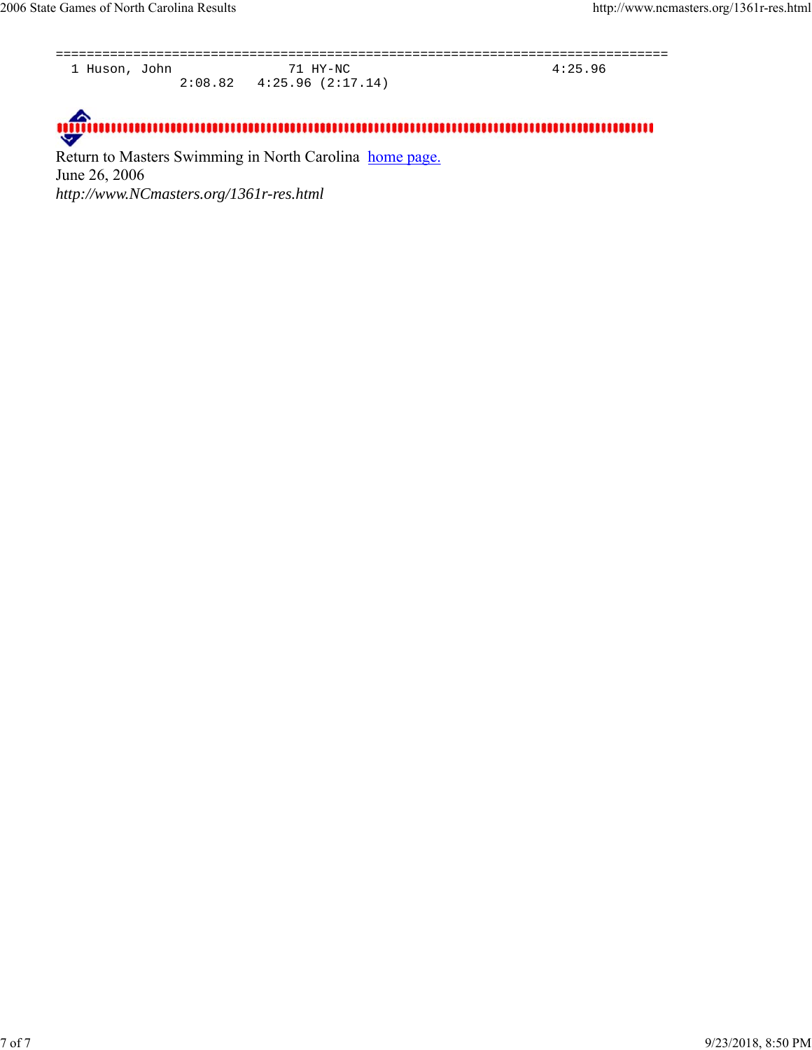```
===============================================================================
  1 Huson, John               71 HY-NC                             4:25.96
              2:08.82   4:25.96 (2:17.14)
```

Return to Masters Swimming in North Carolina home page.
June 26, 2006
*http://www.NCmasters.org/1361r-res.html*